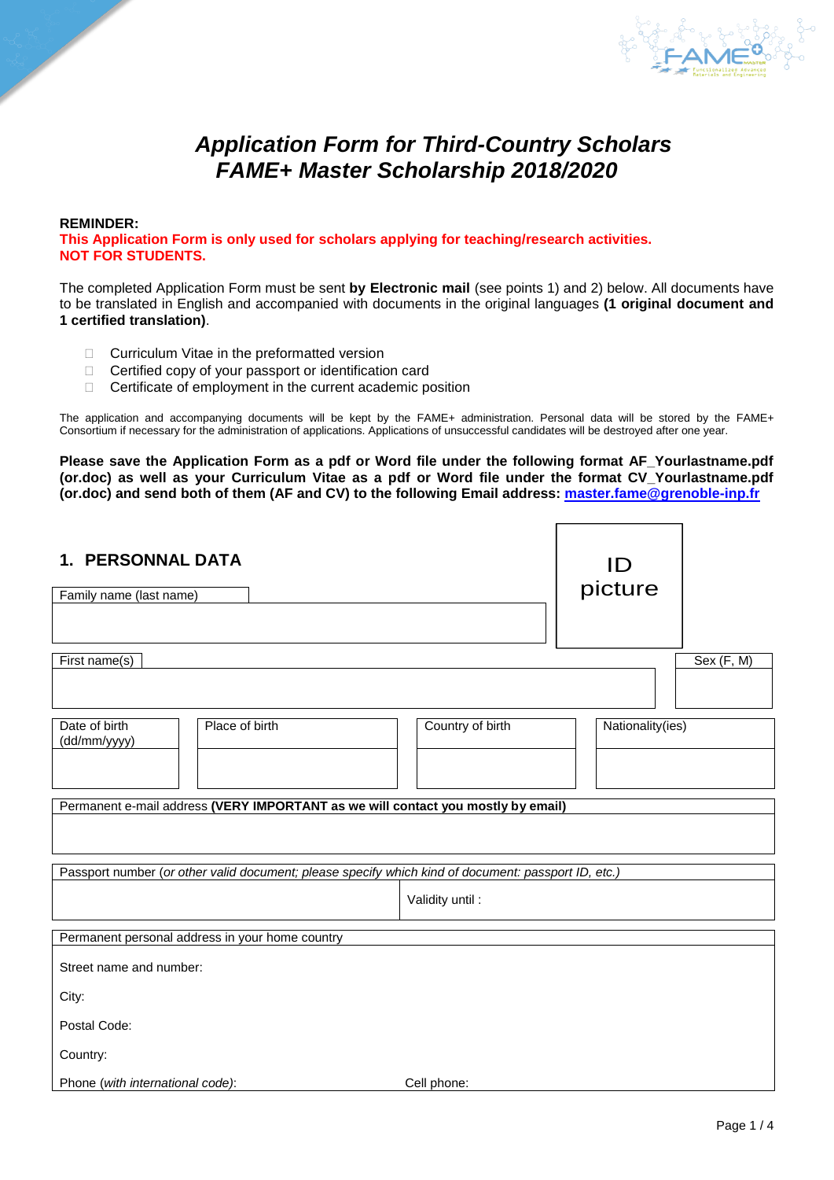# *Application Form for Third-Country Scholars FAME+ Master Scholarship 2018/2020*

**REMINDER:**
**This Application Form is only used for scholars applying for teaching/research activities. NOT FOR STUDENTS.**

The completed Application Form must be sent **by Electronic mail** (see points 1) and 2) below. All documents have to be translated in English and accompanied with documents in the original languages **(1 original document and 1 certified translation)**.

- Curriculum Vitae in the preformatted version
- Certified copy of your passport or identification card
- Certificate of employment in the current academic position

The application and accompanying documents will be kept by the FAME+ administration. Personal data will be stored by the FAME+ Consortium if necessary for the administration of applications. Applications of unsuccessful candidates will be destroyed after one year.

**Please save the Application Form as a pdf or Word file under the following format AF_Yourlastname.pdf (or.doc) as well as your Curriculum Vitae as a pdf or Word file under the format CV_Yourlastname.pdf (or.doc) and send both of them (AF and CV) to the following Email address: master.fame@grenoble-inp.fr**

## 1. PERSONNAL DATA

| Family name (last name) | ID picture |
|---|---|
| | |

| First name(s) | Sex (F, M) |
|---|---|
| | |

| Date of birth (dd/mm/yyyy) | Place of birth | Country of birth | Nationality(ies) |
|---|---|---|---|
| | | | |

| Permanent e-mail address **(VERY IMPORTANT as we will contact you mostly by email)** |
|---|
| |

| Passport number (*or other valid document; please specify which kind of document: passport ID, etc.)* | |
|---|---|
| | Validity until : |

| Permanent personal address in your home country | |
|---|---|
| Street name and number: | |
| City: | |
| Postal Code: | |
| Country: | |
| Phone (*with international code)*: | Cell phone: |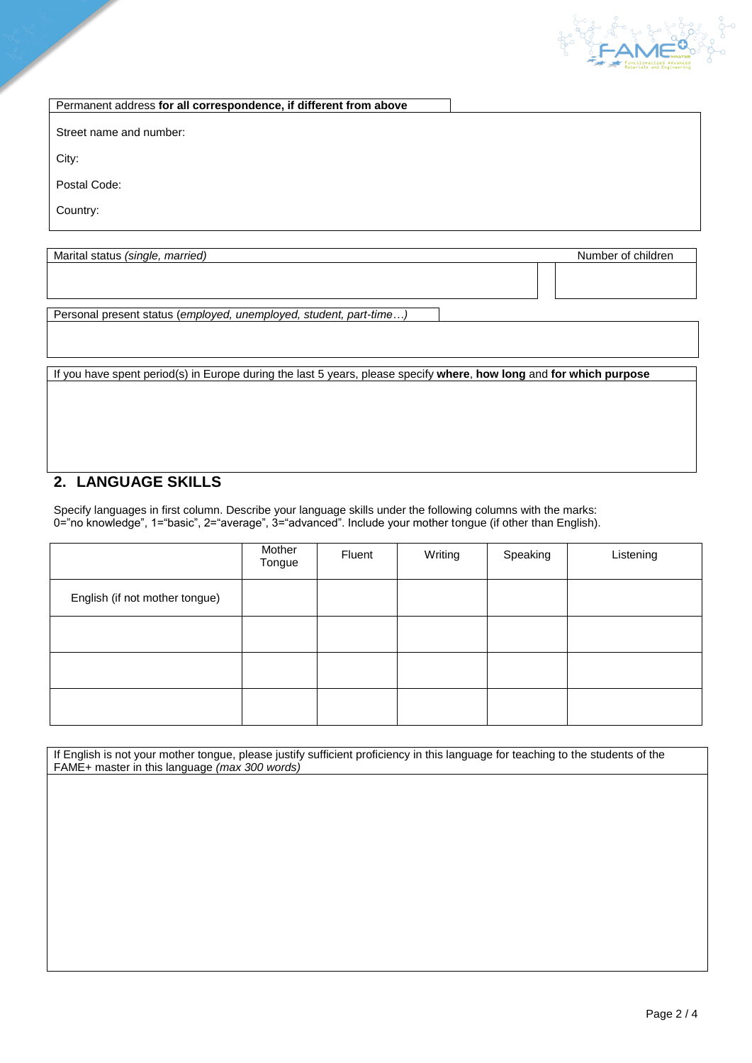Permanent address **for all correspondence, if different from above**

Street name and number:

City:

Postal Code:

Country:

| Marital status *(single, married)* | Number of children |
|---|---|
| | |

Personal present status (*employed, unemployed, student, part-time…)*

If you have spent period(s) in Europe during the last 5 years, please specify **where**, **how long** and **for which purpose**

## 2. LANGUAGE SKILLS

Specify languages in first column. Describe your language skills under the following columns with the marks: 0="no knowledge", 1="basic", 2="average", 3="advanced". Include your mother tongue (if other than English).

| | Mother Tongue | Fluent | Writing | Speaking | Listening |
|---|---|---|---|---|---|
| English (if not mother tongue) | | | | | |
| | | | | | |
| | | | | | |
| | | | | | |

If English is not your mother tongue, please justify sufficient proficiency in this language for teaching to the students of the FAME+ master in this language *(max 300 words)*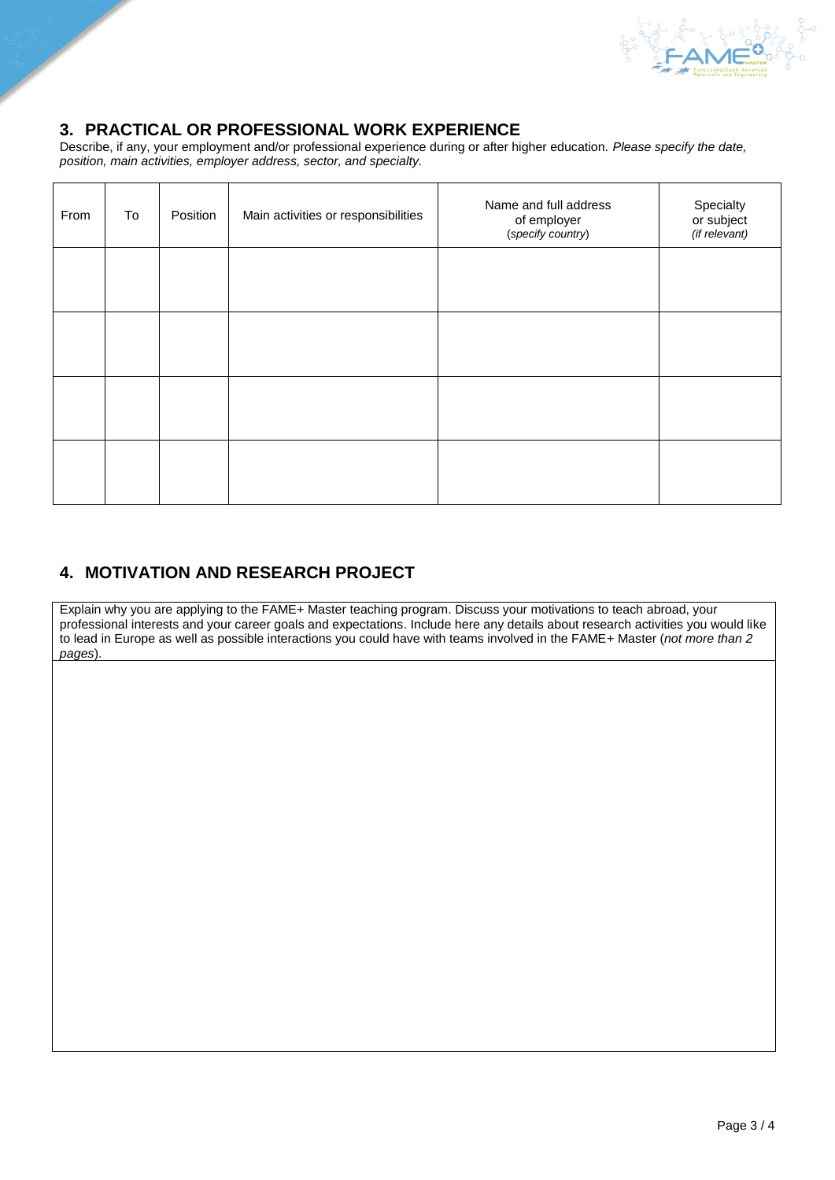## 3. PRACTICAL OR PROFESSIONAL WORK EXPERIENCE

Describe, if any, your employment and/or professional experience during or after higher education. *Please specify the date, position, main activities, employer address, sector, and specialty.*

| From | To | Position | Main activities or responsibilities | Name and full address of employer (*specify country*) | Specialty or subject *(if relevant)* |
|---|---|---|---|---|---|
| | | | | | |
| | | | | | |
| | | | | | |
| | | | | | |

## 4. MOTIVATION AND RESEARCH PROJECT

| Explain why you are applying to the FAME+ Master teaching program. Discuss your motivations to teach abroad, your professional interests and your career goals and expectations. Include here any details about research activities you would like to lead in Europe as well as possible interactions you could have with teams involved in the FAME+ Master (*not more than 2 pages*). |
|---|
| |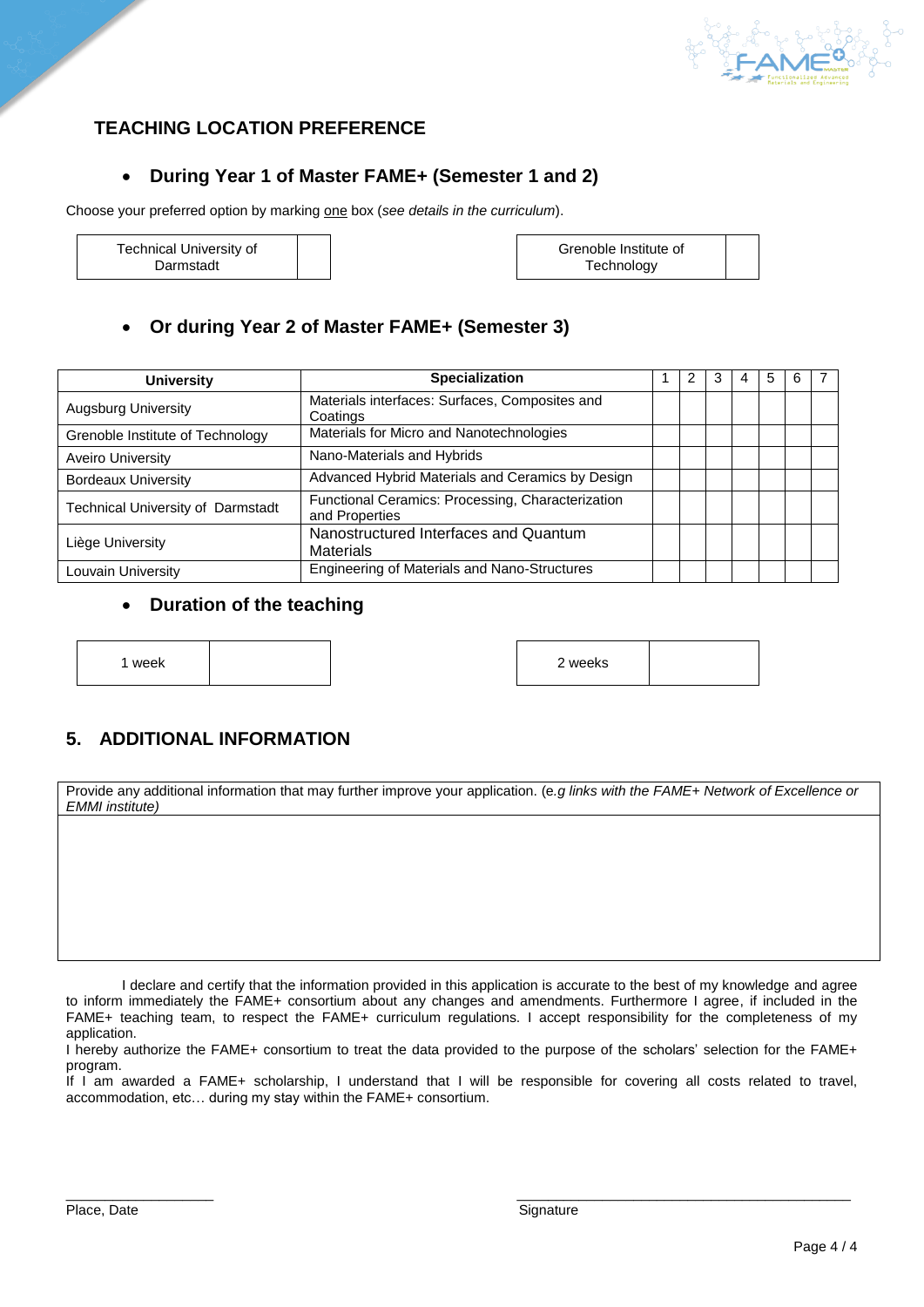## TEACHING LOCATION PREFERENCE

- **During Year 1 of Master FAME+ (Semester 1 and 2)**

Choose your preferred option by marking one box (*see details in the curriculum*).

| | | | |
|---|---|---|---|
| Technical University of Darmstadt | | Grenoble Institute of Technology | |

- **Or during Year 2 of Master FAME+ (Semester 3)**

| University | Specialization | 1 | 2 | 3 | 4 | 5 | 6 | 7 |
|---|---|---|---|---|---|---|---|---|
| Augsburg University | Materials interfaces: Surfaces, Composites and Coatings | | | | | | | |
| Grenoble Institute of Technology | Materials for Micro and Nanotechnologies | | | | | | | |
| Aveiro University | Nano-Materials and Hybrids | | | | | | | |
| Bordeaux University | Advanced Hybrid Materials and Ceramics by Design | | | | | | | |
| Technical University of Darmstadt | Functional Ceramics: Processing, Characterization and Properties | | | | | | | |
| Liège University | Nanostructured Interfaces and Quantum Materials | | | | | | | |
| Louvain University | Engineering of Materials and Nano-Structures | | | | | | | |

- **Duration of the teaching**

| | | | |
|---|---|---|---|
| 1 week | | 2 weeks | |

## 5. ADDITIONAL INFORMATION

| Provide any additional information that may further improve your application. (e.*g links with the FAME+ Network of Excellence or EMMI institute)* |
|---|
| |

I declare and certify that the information provided in this application is accurate to the best of my knowledge and agree to inform immediately the FAME+ consortium about any changes and amendments. Furthermore I agree, if included in the FAME+ teaching team, to respect the FAME+ curriculum regulations. I accept responsibility for the completeness of my application.

I hereby authorize the FAME+ consortium to treat the data provided to the purpose of the scholars' selection for the FAME+ program.

If I am awarded a FAME+ scholarship, I understand that I will be responsible for covering all costs related to travel, accommodation, etc… during my stay within the FAME+ consortium.

\_\_\_\_\_\_\_\_\_\_\_\_\_\_\_\_\_\_\_\_
Place, Date

\_\_\_\_\_\_\_\_\_\_\_\_\_\_\_\_\_\_\_\_\_\_\_\_\_\_\_\_\_\_\_\_\_\_\_\_\_\_\_\_\_\_\_\_
Signature